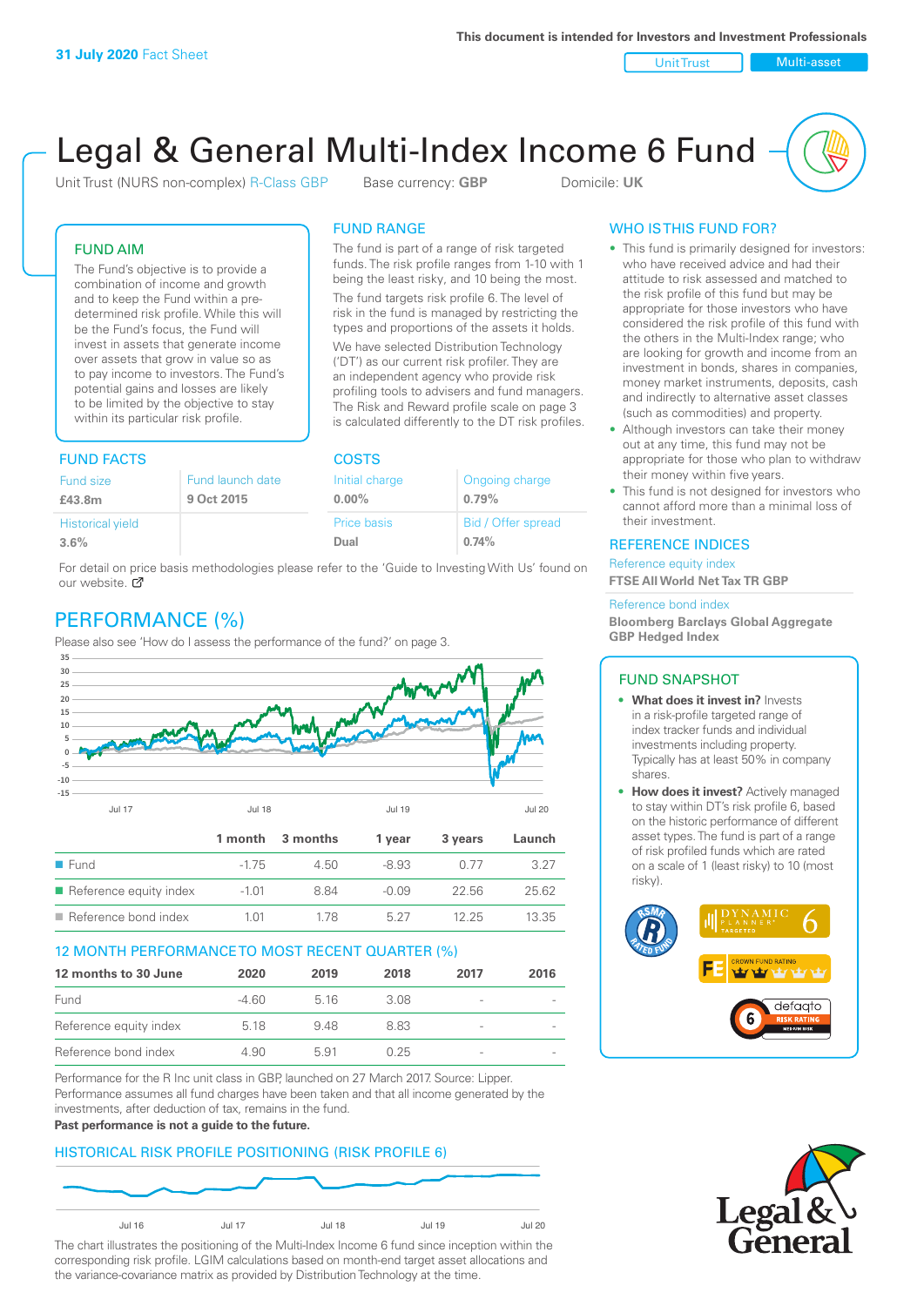**31 July 2020** Fact Sheet

This document is intended for Investors and Investment Professionals

Unit Trust | Multi-asset

# Legal & General Multi-Index Income 6 Fund

Unit Trust (NURS non-complex) R-Class GBP    Base currency: **GBP**    Domicile: **UK**

## FUND AIM

The Fund's objective is to provide a combination of income and growth and to keep the Fund within a pre-determined risk profile. While this will be the Fund's focus, the Fund will invest in assets that generate income over assets that grow in value so as to pay income to investors. The Fund's potential gains and losses are likely to be limited by the objective to stay within its particular risk profile.

## FUND RANGE

The fund is part of a range of risk targeted funds. The risk profile ranges from 1-10 with 1 being the least risky, and 10 being the most.

The fund targets risk profile 6. The level of risk in the fund is managed by restricting the types and proportions of the assets it holds.

We have selected Distribution Technology ('DT') as our current risk profiler. They are an independent agency who provide risk profiling tools to advisers and fund managers. The Risk and Reward profile scale on page 3 is calculated differently to the DT risk profiles.

## FUND FACTS

| Fund size | Fund launch date |
|---|---|
| **£43.8m** | **9 Oct 2015** |
| Historical yield | |
| **3.6%** | |

## COSTS

| Initial charge | Ongoing charge |
|---|---|
| **0.00%** | **0.79%** |
| Price basis | Bid / Offer spread |
| **Dual** | **0.74%** |

For detail on price basis methodologies please refer to the 'Guide to Investing With Us' found on our website.

## WHO IS THIS FUND FOR?

- This fund is primarily designed for investors: who have received advice and had their attitude to risk assessed and matched to the risk profile of this fund but may be appropriate for those investors who have considered the risk profile of this fund with the others in the Multi-Index range; who are looking for growth and income from an investment in bonds, shares in companies, money market instruments, deposits, cash and indirectly to alternative asset classes (such as commodities) and property.
- Although investors can take their money out at any time, this fund may not be appropriate for those who plan to withdraw their money within five years.
- This fund is not designed for investors who cannot afford more than a minimal loss of their investment.

## REFERENCE INDICES

Reference equity index
**FTSE All World Net Tax TR GBP**

Reference bond index
**Bloomberg Barclays Global Aggregate GBP Hedged Index**

## PERFORMANCE (%)

Please also see 'How do I assess the performance of the fund?' on page 3.

| | 1 month | 3 months | 1 year | 3 years | Launch |
|---|---|---|---|---|---|
| Fund | -1.75 | 4.50 | -8.93 | 0.77 | 3.27 |
| Reference equity index | -1.01 | 8.84 | -0.09 | 22.56 | 25.62 |
| Reference bond index | 1.01 | 1.78 | 5.27 | 12.25 | 13.35 |

## 12 MONTH PERFORMANCE TO MOST RECENT QUARTER (%)

| 12 months to 30 June | 2020 | 2019 | 2018 | 2017 | 2016 |
|---|---|---|---|---|---|
| Fund | -4.60 | 5.16 | 3.08 | - | - |
| Reference equity index | 5.18 | 9.48 | 8.83 | - | - |
| Reference bond index | 4.90 | 5.91 | 0.25 | - | - |

Performance for the R Inc unit class in GBP, launched on 27 March 2017. Source: Lipper. Performance assumes all fund charges have been taken and that all income generated by the investments, after deduction of tax, remains in the fund.

**Past performance is not a guide to the future.**

## HISTORICAL RISK PROFILE POSITIONING (RISK PROFILE 6)

The chart illustrates the positioning of the Multi-Index Income 6 fund since inception within the corresponding risk profile. LGIM calculations based on month-end target asset allocations and the variance-covariance matrix as provided by Distribution Technology at the time.

## FUND SNAPSHOT

- **What does it invest in?** Invests in a risk-profile targeted range of index tracker funds and individual investments including property. Typically has at least 50% in company shares.
- **How does it invest?** Actively managed to stay within DT's risk profile 6, based on the historic performance of different asset types. The fund is part of a range of risk profiled funds which are rated on a scale of 1 (least risky) to 10 (most risky).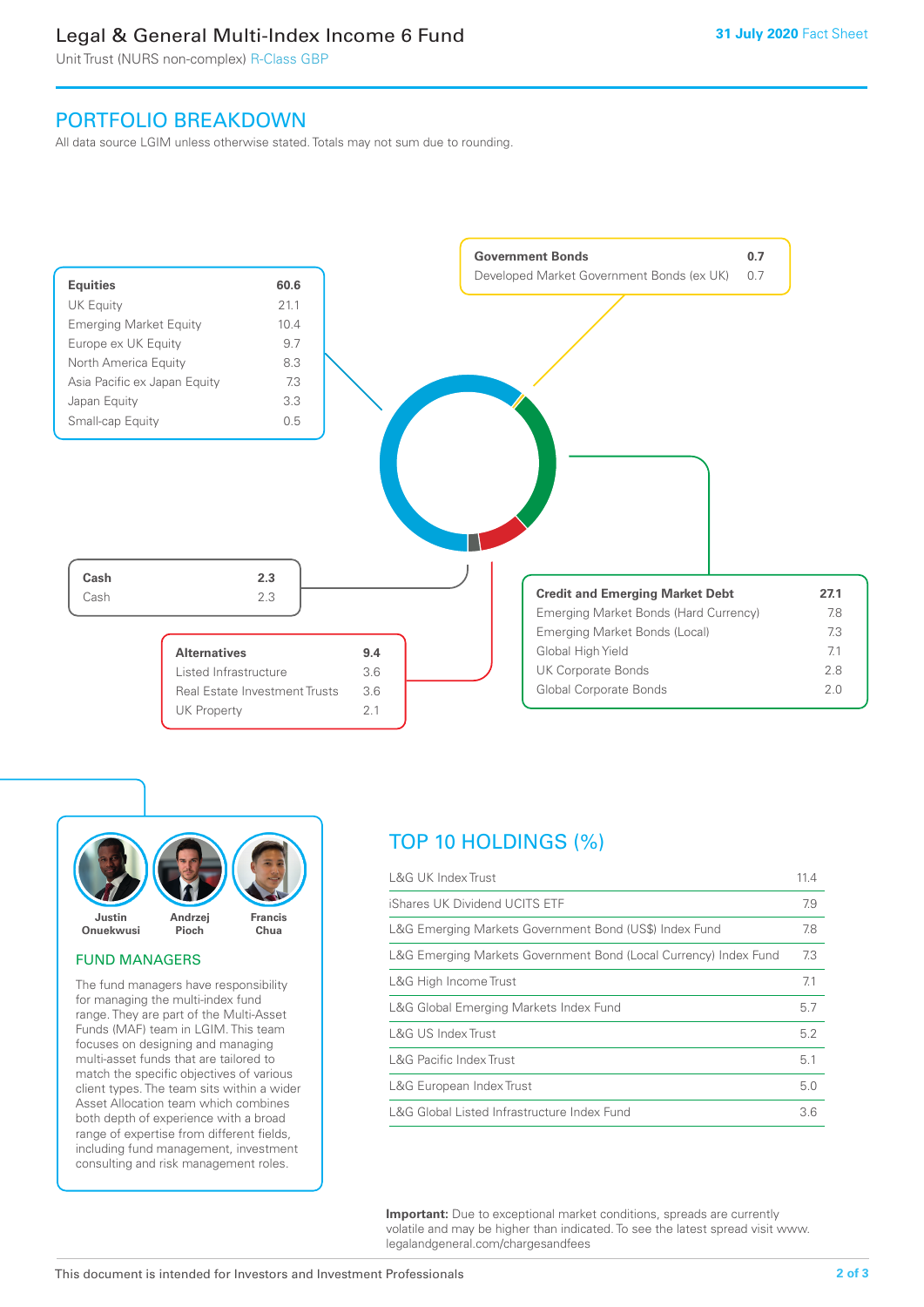# Legal & General Multi-Index Income 6 Fund

Unit Trust (NURS non-complex) R-Class GBP

**31 July 2020** Fact Sheet

## PORTFOLIO BREAKDOWN

All data source LGIM unless otherwise stated. Totals may not sum due to rounding.

| **Equities** | **60.6** |
| --- | --- |
| UK Equity | 21.1 |
| Emerging Market Equity | 10.4 |
| Europe ex UK Equity | 9.7 |
| North America Equity | 8.3 |
| Asia Pacific ex Japan Equity | 7.3 |
| Japan Equity | 3.3 |
| Small-cap Equity | 0.5 |

| **Government Bonds** | **0.7** |
| --- | --- |
| Developed Market Government Bonds (ex UK) | 0.7 |

| **Cash** | **2.3** |
| --- | --- |
| Cash | 2.3 |

| **Alternatives** | **9.4** |
| --- | --- |
| Listed Infrastructure | 3.6 |
| Real Estate Investment Trusts | 3.6 |
| UK Property | 2.1 |

| **Credit and Emerging Market Debt** | **27.1** |
| --- | --- |
| Emerging Market Bonds (Hard Currency) | 7.8 |
| Emerging Market Bonds (Local) | 7.3 |
| Global High Yield | 7.1 |
| UK Corporate Bonds | 2.8 |
| Global Corporate Bonds | 2.0 |

Justin Onuekwusi, Andrzej Pioch, Francis Chua

### FUND MANAGERS

The fund managers have responsibility for managing the multi-index fund range. They are part of the Multi-Asset Funds (MAF) team in LGIM. This team focuses on designing and managing multi-asset funds that are tailored to match the specific objectives of various client types. The team sits within a wider Asset Allocation team which combines both depth of experience with a broad range of expertise from different fields, including fund management, investment consulting and risk management roles.

## TOP 10 HOLDINGS (%)

| Holding | % |
| --- | --- |
| L&G UK Index Trust | 11.4 |
| iShares UK Dividend UCITS ETF | 7.9 |
| L&G Emerging Markets Government Bond (US$) Index Fund | 7.8 |
| L&G Emerging Markets Government Bond (Local Currency) Index Fund | 7.3 |
| L&G High Income Trust | 7.1 |
| L&G Global Emerging Markets Index Fund | 5.7 |
| L&G US Index Trust | 5.2 |
| L&G Pacific Index Trust | 5.1 |
| L&G European Index Trust | 5.0 |
| L&G Global Listed Infrastructure Index Fund | 3.6 |

**Important:** Due to exceptional market conditions, spreads are currently volatile and may be higher than indicated. To see the latest spread visit www.legalandgeneral.com/chargesandfees

This document is intended for Investors and Investment Professionals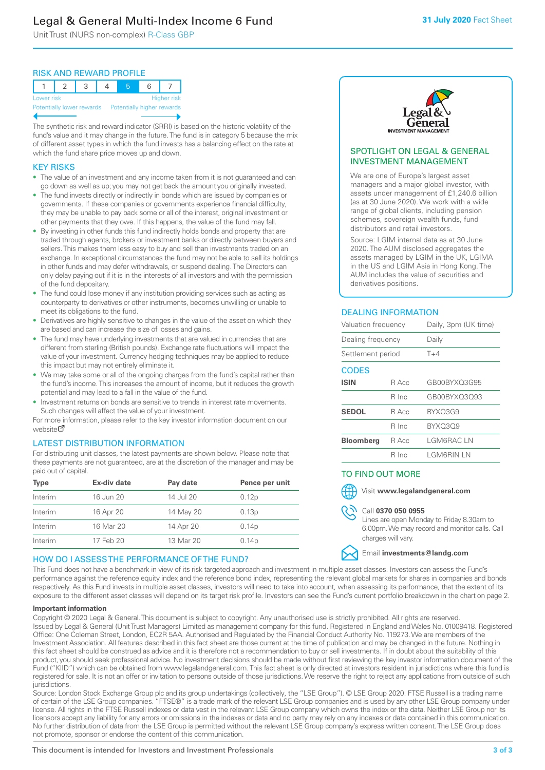# Legal & General Multi-Index Income 6 Fund

Unit Trust (NURS non-complex) R-Class GBP

**31 July 2020** Fact Sheet

## RISK AND REWARD PROFILE

| 1 | 2 | 3 | 4 | 5 | 6 | 7 |
|---|---|---|---|---|---|---|

Lower risk — Higher risk

Potentially lower rewards — Potentially higher rewards

The synthetic risk and reward indicator (SRRI) is based on the historic volatility of the fund's value and it may change in the future. The fund is in category 5 because the mix of different asset types in which the fund invests has a balancing effect on the rate at which the fund share price moves up and down.

## KEY RISKS

- The value of an investment and any income taken from it is not guaranteed and can go down as well as up; you may not get back the amount you originally invested.
- The fund invests directly or indirectly in bonds which are issued by companies or governments. If these companies or governments experience financial difficulty, they may be unable to pay back some or all of the interest, original investment or other payments that they owe. If this happens, the value of the fund may fall.
- By investing in other funds this fund indirectly holds bonds and property that are traded through agents, brokers or investment banks or directly between buyers and sellers. This makes them less easy to buy and sell than investments traded on an exchange. In exceptional circumstances the fund may not be able to sell its holdings in other funds and may defer withdrawals, or suspend dealing. The Directors can only delay paying out if it is in the interests of all investors and with the permission of the fund depositary.
- The fund could lose money if any institution providing services such as acting as counterparty to derivatives or other instruments, becomes unwilling or unable to meet its obligations to the fund.
- Derivatives are highly sensitive to changes in the value of the asset on which they are based and can increase the size of losses and gains.
- The fund may have underlying investments that are valued in currencies that are different from sterling (British pounds). Exchange rate fluctuations will impact the value of your investment. Currency hedging techniques may be applied to reduce this impact but may not entirely eliminate it.
- We may take some or all of the ongoing charges from the fund's capital rather than the fund's income. This increases the amount of income, but it reduces the growth potential and may lead to a fall in the value of the fund.
- Investment returns on bonds are sensitive to trends in interest rate movements. Such changes will affect the value of your investment.

For more information, please refer to the key investor information document on our website

## LATEST DISTRIBUTION INFORMATION

For distributing unit classes, the latest payments are shown below. Please note that these payments are not guaranteed, are at the discretion of the manager and may be paid out of capital.

| Type | Ex-div date | Pay date | Pence per unit |
|---|---|---|---|
| Interim | 16 Jun 20 | 14 Jul 20 | 0.12p |
| Interim | 16 Apr 20 | 14 May 20 | 0.13p |
| Interim | 16 Mar 20 | 14 Apr 20 | 0.14p |
| Interim | 17 Feb 20 | 13 Mar 20 | 0.14p |

## SPOTLIGHT ON LEGAL & GENERAL INVESTMENT MANAGEMENT

We are one of Europe's largest asset managers and a major global investor, with assets under management of £1,240.6 billion (as at 30 June 2020). We work with a wide range of global clients, including pension schemes, sovereign wealth funds, fund distributors and retail investors.

Source: LGIM internal data as at 30 June 2020. The AUM disclosed aggregates the assets managed by LGIM in the UK, LGIMA in the US and LGIM Asia in Hong Kong. The AUM includes the value of securities and derivatives positions.

## DEALING INFORMATION

| | |
|---|---|
| Valuation frequency | Daily, 3pm (UK time) |
| Dealing frequency | Daily |
| Settlement period | T+4 |

## CODES

| | | |
|---|---|---|
| **ISIN** | R Acc | GB00BYXQ3G95 |
| | R Inc | GB00BYXQ3Q93 |
| **SEDOL** | R Acc | BYXQ3G9 |
| | R Inc | BYXQ3Q9 |
| **Bloomberg** | R Acc | LGM6RAC LN |
| | R Inc | LGM6RIN LN |

## TO FIND OUT MORE

Visit **www.legalandgeneral.com**

Call **0370 050 0955**
Lines are open Monday to Friday 8.30am to 6.00pm. We may record and monitor calls. Call charges will vary.

Email **investments@landg.com**

## HOW DO I ASSESS THE PERFORMANCE OF THE FUND?

This Fund does not have a benchmark in view of its risk targeted approach and investment in multiple asset classes. Investors can assess the Fund's performance against the reference equity index and the reference bond index, representing the relevant global markets for shares in companies and bonds respectively. As this Fund invests in multiple asset classes, investors will need to take into account, when assessing its performance, that the extent of its exposure to the different asset classes will depend on its target risk profile. Investors can see the Fund's current portfolio breakdown in the chart on page 2.

**Important information**

Copyright © 2020 Legal & General. This document is subject to copyright. Any unauthorised use is strictly prohibited. All rights are reserved.
Issued by Legal & General (Unit Trust Managers) Limited as management company for this fund. Registered in England and Wales No. 01009418. Registered Office: One Coleman Street, London, EC2R 5AA. Authorised and Regulated by the Financial Conduct Authority No. 119273. We are members of the Investment Association. All features described in this fact sheet are those current at the time of publication and may be changed in the future. Nothing in this fact sheet should be construed as advice and it is therefore not a recommendation to buy or sell investments. If in doubt about the suitability of this product, you should seek professional advice. No investment decisions should be made without first reviewing the key investor information document of the Fund ("KIID") which can be obtained from www.legalandgeneral.com. This fact sheet is only directed at investors resident in jurisdictions where this fund is registered for sale. It is not an offer or invitation to persons outside of those jurisdictions. We reserve the right to reject any applications from outside of such jurisdictions.
Source: London Stock Exchange Group plc and its group undertakings (collectively, the "LSE Group"). © LSE Group 2020. FTSE Russell is a trading name of certain of the LSE Group companies. "FTSE®" is a trade mark of the relevant LSE Group companies and is used by any other LSE Group company under license. All rights in the FTSE Russell indexes or data vest in the relevant LSE Group company which owns the index or the data. Neither LSE Group nor its licensors accept any liability for any errors or omissions in the indexes or data and no party may rely on any indexes or data contained in this communication. No further distribution of data from the LSE Group is permitted without the relevant LSE Group company's express written consent. The LSE Group does not promote, sponsor or endorse the content of this communication.

This document is intended for Investors and Investment Professionals